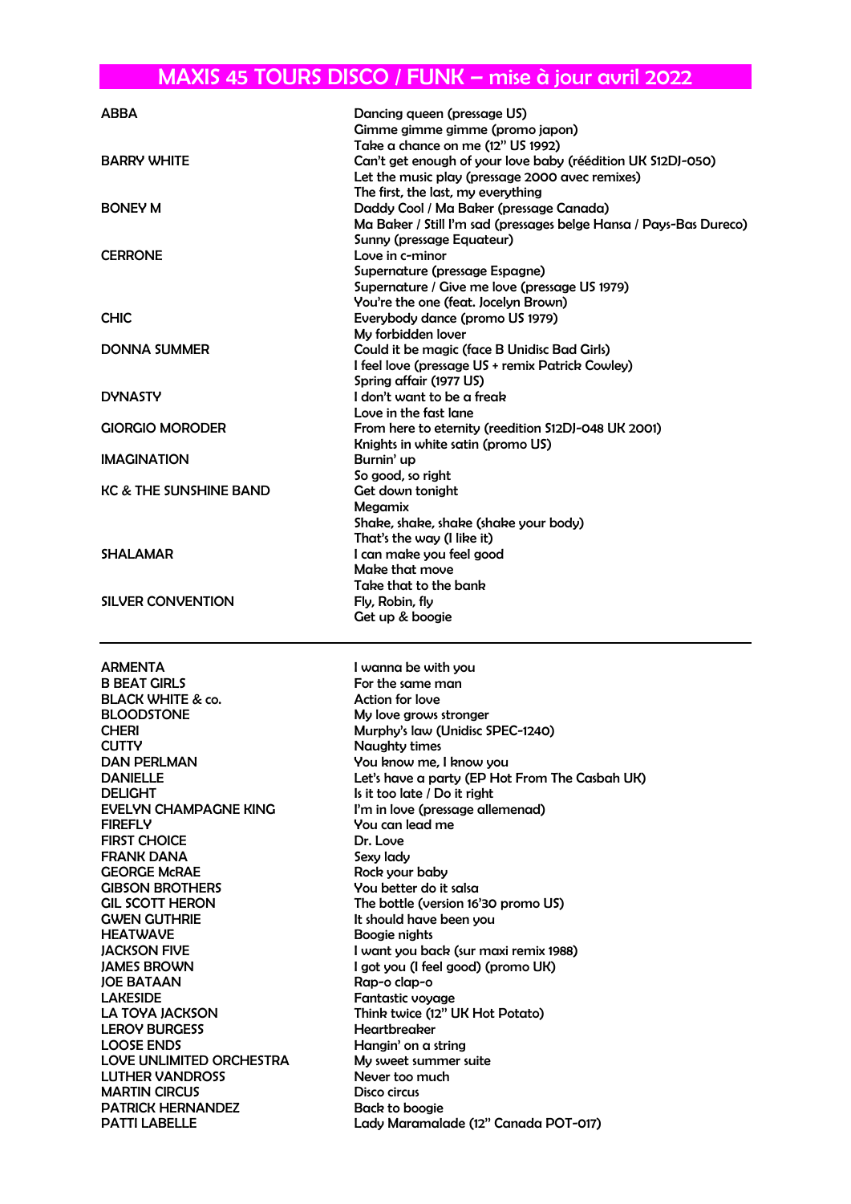# MAXIS 45 TOURS DISCO / FUNK – mise à jour avril 2022

| | |
|---|---|
| ABBA | Dancing queen (pressage US) |
| | Gimme gimme gimme (promo japon) |
| | Take a chance on me (12" US 1992) |
| BARRY WHITE | Can't get enough of your love baby (réédition UK S12DJ-050) |
| | Let the music play (pressage 2000 avec remixes) |
| | The first, the last, my everything |
| BONEY M | Daddy Cool / Ma Baker (pressage Canada) |
| | Ma Baker / Still I'm sad (pressages belge Hansa / Pays-Bas Dureco) |
| | Sunny (pressage Equateur) |
| CERRONE | Love in c-minor |
| | Supernature (pressage Espagne) |
| | Supernature / Give me love (pressage US 1979) |
| | You're the one (feat. Jocelyn Brown) |
| CHIC | Everybody dance (promo US 1979) |
| | My forbidden lover |
| DONNA SUMMER | Could it be magic (face B Unidisc Bad Girls) |
| | I feel love (pressage US + remix Patrick Cowley) |
| | Spring affair (1977 US) |
| DYNASTY | I don't want to be a freak |
| | Love in the fast lane |
| GIORGIO MORODER | From here to eternity (reedition S12DJ-048 UK 2001) |
| | Knights in white satin (promo US) |
| IMAGINATION | Burnin' up |
| | So good, so right |
| KC & THE SUNSHINE BAND | Get down tonight |
| | Megamix |
| | Shake, shake, shake (shake your body) |
| | That's the way (I like it) |
| SHALAMAR | I can make you feel good |
| | Make that move |
| | Take that to the bank |
| SILVER CONVENTION | Fly, Robin, fly |
| | Get up & boogie |

---

| | |
|---|---|
| ARMENTA | I wanna be with you |
| B BEAT GIRLS | For the same man |
| BLACK WHITE & co. | Action for love |
| BLOODSTONE | My love grows stronger |
| CHERI | Murphy's law (Unidisc SPEC-1240) |
| CUTTY | Naughty times |
| DAN PERLMAN | You know me, I know you |
| DANIELLE | Let's have a party (EP Hot From The Casbah UK) |
| DELIGHT | Is it too late / Do it right |
| EVELYN CHAMPAGNE KING | I'm in love (pressage allemenad) |
| FIREFLY | You can lead me |
| FIRST CHOICE | Dr. Love |
| FRANK DANA | Sexy lady |
| GEORGE McRAE | Rock your baby |
| GIBSON BROTHERS | You better do it salsa |
| GIL SCOTT HERON | The bottle (version 16'30 promo US) |
| GWEN GUTHRIE | It should have been you |
| HEATWAVE | Boogie nights |
| JACKSON FIVE | I want you back (sur maxi remix 1988) |
| JAMES BROWN | I got you (I feel good) (promo UK) |
| JOE BATAAN | Rap-o clap-o |
| LAKESIDE | Fantastic voyage |
| LA TOYA JACKSON | Think twice (12" UK Hot Potato) |
| LEROY BURGESS | Heartbreaker |
| LOOSE ENDS | Hangin' on a string |
| LOVE UNLIMITED ORCHESTRA | My sweet summer suite |
| LUTHER VANDROSS | Never too much |
| MARTIN CIRCUS | Disco circus |
| PATRICK HERNANDEZ | Back to boogie |
| PATTI LABELLE | Lady Maramalade (12" Canada POT-017) |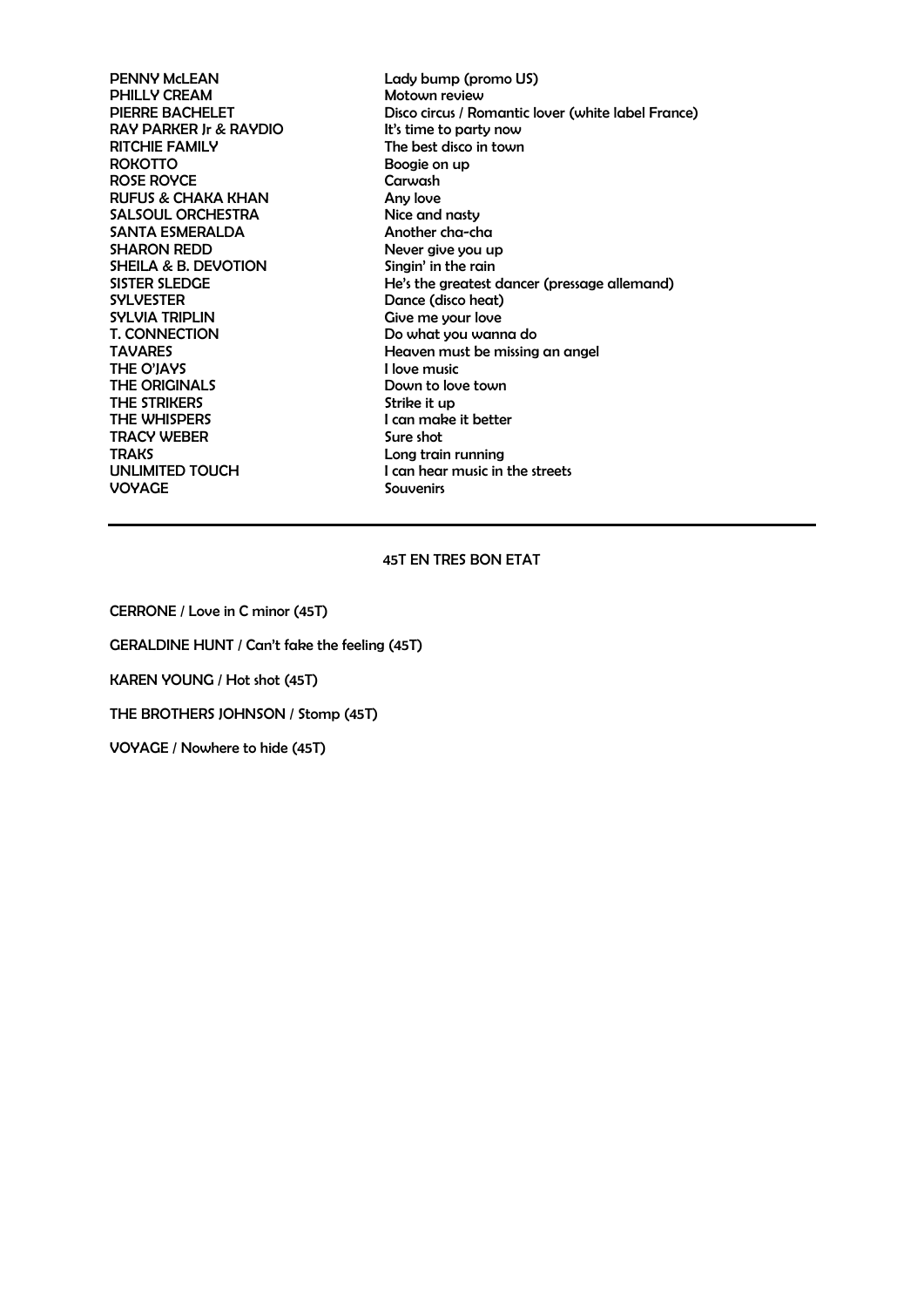| | |
|---|---|
| PENNY McLEAN | Lady bump (promo US) |
| PHILLY CREAM | Motown review |
| PIERRE BACHELET | Disco circus / Romantic lover (white label France) |
| RAY PARKER Jr & RAYDIO | It's time to party now |
| RITCHIE FAMILY | The best disco in town |
| ROKOTTO | Boogie on up |
| ROSE ROYCE | Carwash |
| RUFUS & CHAKA KHAN | Any love |
| SALSOUL ORCHESTRA | Nice and nasty |
| SANTA ESMERALDA | Another cha-cha |
| SHARON REDD | Never give you up |
| SHEILA & B. DEVOTION | Singin' in the rain |
| SISTER SLEDGE | He's the greatest dancer (pressage allemand) |
| SYLVESTER | Dance (disco heat) |
| SYLVIA TRIPLIN | Give me your love |
| T. CONNECTION | Do what you wanna do |
| TAVARES | Heaven must be missing an angel |
| THE O'JAYS | I love music |
| THE ORIGINALS | Down to love town |
| THE STRIKERS | Strike it up |
| THE WHISPERS | I can make it better |
| TRACY WEBER | Sure shot |
| TRAKS | Long train running |
| UNLIMITED TOUCH | I can hear music in the streets |
| VOYAGE | Souvenirs |

---

45T EN TRES BON ETAT

CERRONE / Love in C minor (45T)

GERALDINE HUNT / Can't fake the feeling (45T)

KAREN YOUNG / Hot shot (45T)

THE BROTHERS JOHNSON / Stomp (45T)

VOYAGE / Nowhere to hide (45T)